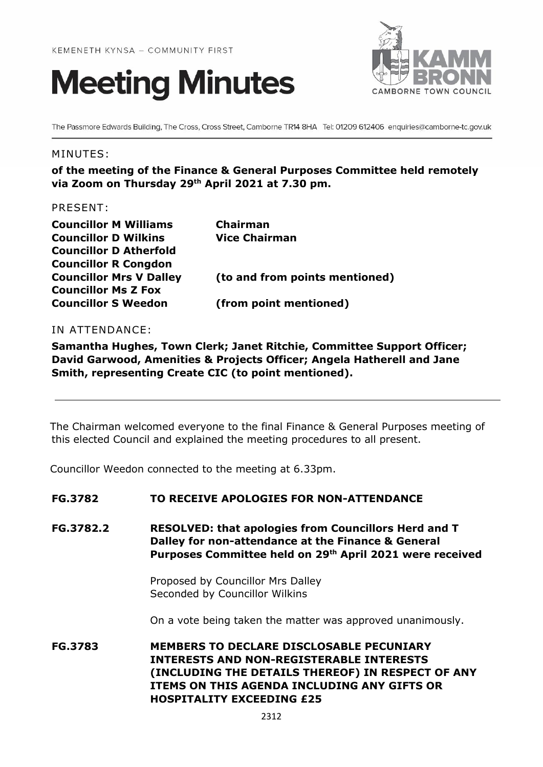KEMENETH KYNSA – COMMUNITY FIRST

# Meeting Minutes

KAMM BRONN CAMBORNE TOWN COUNCIL

The Passmore Edwards Building, The Cross, Cross Street, Camborne TR14 8HA Tel: 01209 612406 enquiries@camborne-tc.gov.uk

MINUTES:

**of the meeting of the Finance & General Purposes Committee held remotely via Zoom on Thursday 29th April 2021 at 7.30 pm.**

PRESENT:

| | |
|---|---|
| **Councillor M Williams** | **Chairman** |
| **Councillor D Wilkins** | **Vice Chairman** |
| **Councillor D Atherfold** | |
| **Councillor R Congdon** | |
| **Councillor Mrs V Dalley** | **(to and from points mentioned)** |
| **Councillor Ms Z Fox** | |
| **Councillor S Weedon** | **(from point mentioned)** |

IN ATTENDANCE:

**Samantha Hughes, Town Clerk; Janet Ritchie, Committee Support Officer; David Garwood, Amenities & Projects Officer; Angela Hatherell and Jane Smith, representing Create CIC (to point mentioned).**

---

The Chairman welcomed everyone to the final Finance & General Purposes meeting of this elected Council and explained the meeting procedures to all present.

Councillor Weedon connected to the meeting at 6.33pm.

**FG.3782 TO RECEIVE APOLOGIES FOR NON-ATTENDANCE**

**FG.3782.2 RESOLVED: that apologies from Councillors Herd and T Dalley for non-attendance at the Finance & General Purposes Committee held on 29th April 2021 were received**

Proposed by Councillor Mrs Dalley
Seconded by Councillor Wilkins

On a vote being taken the matter was approved unanimously.

**FG.3783 MEMBERS TO DECLARE DISCLOSABLE PECUNIARY INTERESTS AND NON-REGISTERABLE INTERESTS (INCLUDING THE DETAILS THEREOF) IN RESPECT OF ANY ITEMS ON THIS AGENDA INCLUDING ANY GIFTS OR HOSPITALITY EXCEEDING £25**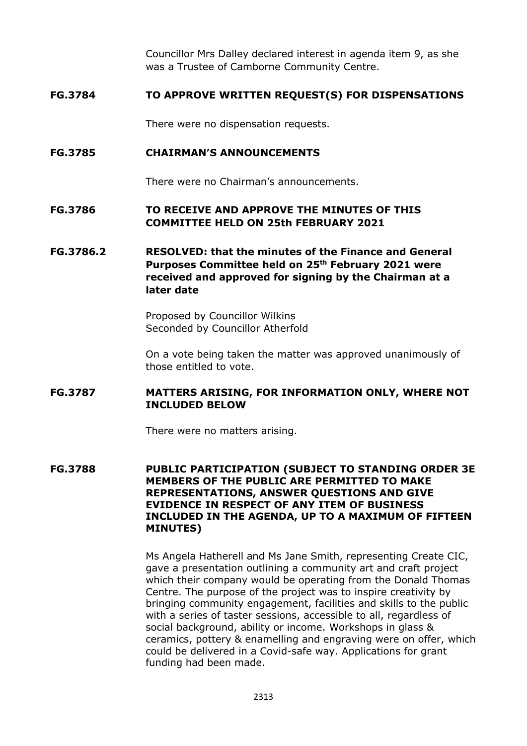Councillor Mrs Dalley declared interest in agenda item 9, as she was a Trustee of Camborne Community Centre.

**FG.3784 TO APPROVE WRITTEN REQUEST(S) FOR DISPENSATIONS**

There were no dispensation requests.

**FG.3785 CHAIRMAN'S ANNOUNCEMENTS**

There were no Chairman's announcements.

**FG.3786 TO RECEIVE AND APPROVE THE MINUTES OF THIS COMMITTEE HELD ON 25th FEBRUARY 2021**

**FG.3786.2 RESOLVED: that the minutes of the Finance and General Purposes Committee held on 25th February 2021 were received and approved for signing by the Chairman at a later date**

Proposed by Councillor Wilkins
Seconded by Councillor Atherfold

On a vote being taken the matter was approved unanimously of those entitled to vote.

**FG.3787 MATTERS ARISING, FOR INFORMATION ONLY, WHERE NOT INCLUDED BELOW**

There were no matters arising.

**FG.3788 PUBLIC PARTICIPATION (SUBJECT TO STANDING ORDER 3E MEMBERS OF THE PUBLIC ARE PERMITTED TO MAKE REPRESENTATIONS, ANSWER QUESTIONS AND GIVE EVIDENCE IN RESPECT OF ANY ITEM OF BUSINESS INCLUDED IN THE AGENDA, UP TO A MAXIMUM OF FIFTEEN MINUTES)**

Ms Angela Hatherell and Ms Jane Smith, representing Create CIC, gave a presentation outlining a community art and craft project which their company would be operating from the Donald Thomas Centre. The purpose of the project was to inspire creativity by bringing community engagement, facilities and skills to the public with a series of taster sessions, accessible to all, regardless of social background, ability or income. Workshops in glass & ceramics, pottery & enamelling and engraving were on offer, which could be delivered in a Covid-safe way. Applications for grant funding had been made.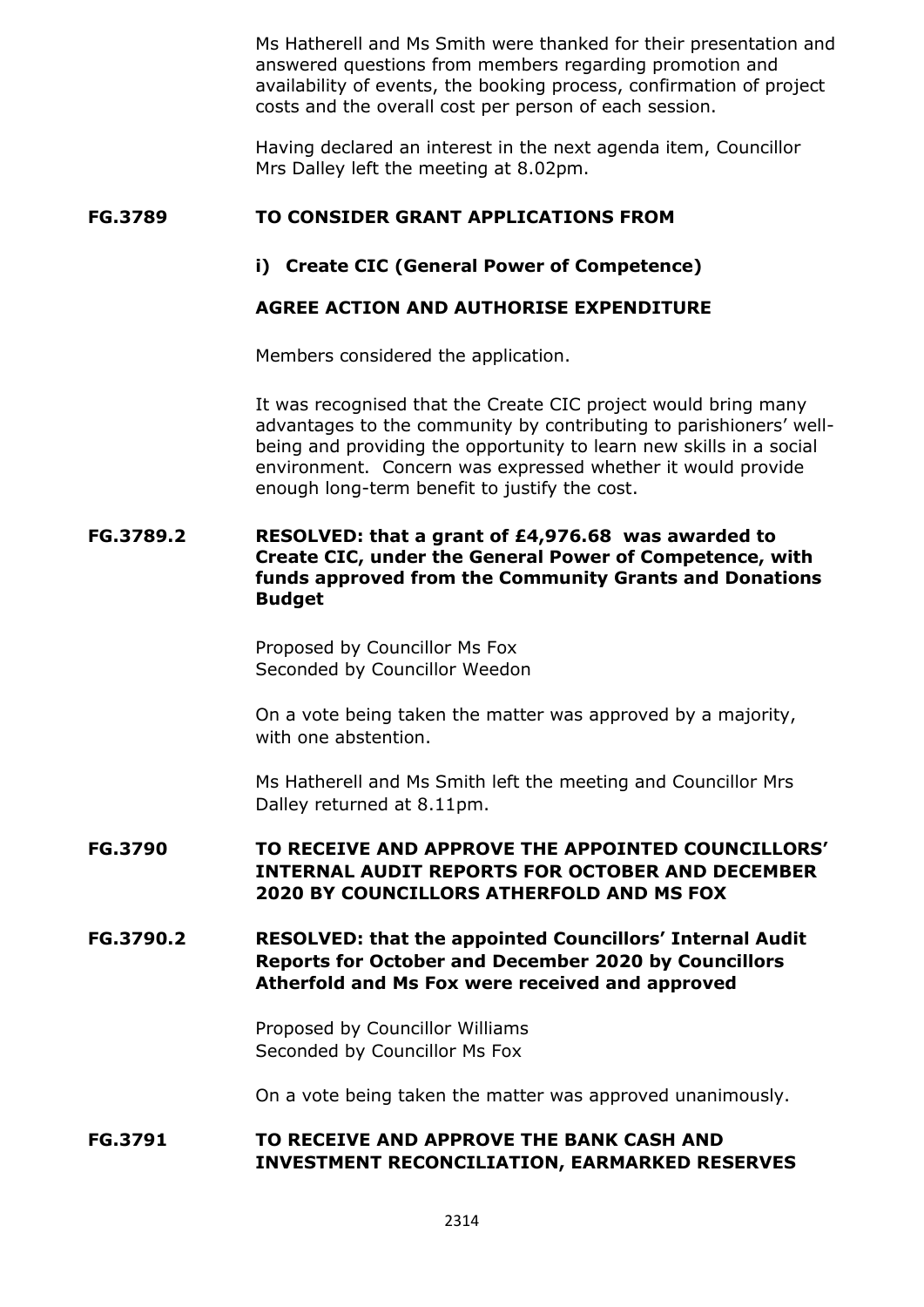Ms Hatherell and Ms Smith were thanked for their presentation and answered questions from members regarding promotion and availability of events, the booking process, confirmation of project costs and the overall cost per person of each session.

Having declared an interest in the next agenda item, Councillor Mrs Dalley left the meeting at 8.02pm.

**FG.3789 TO CONSIDER GRANT APPLICATIONS FROM**

**i) Create CIC (General Power of Competence)**

**AGREE ACTION AND AUTHORISE EXPENDITURE**

Members considered the application.

It was recognised that the Create CIC project would bring many advantages to the community by contributing to parishioners' well-being and providing the opportunity to learn new skills in a social environment. Concern was expressed whether it would provide enough long-term benefit to justify the cost.

**FG.3789.2 RESOLVED: that a grant of £4,976.68 was awarded to Create CIC, under the General Power of Competence, with funds approved from the Community Grants and Donations Budget**

Proposed by Councillor Ms Fox
Seconded by Councillor Weedon

On a vote being taken the matter was approved by a majority, with one abstention.

Ms Hatherell and Ms Smith left the meeting and Councillor Mrs Dalley returned at 8.11pm.

**FG.3790 TO RECEIVE AND APPROVE THE APPOINTED COUNCILLORS' INTERNAL AUDIT REPORTS FOR OCTOBER AND DECEMBER 2020 BY COUNCILLORS ATHERFOLD AND MS FOX**

**FG.3790.2 RESOLVED: that the appointed Councillors' Internal Audit Reports for October and December 2020 by Councillors Atherfold and Ms Fox were received and approved**

Proposed by Councillor Williams
Seconded by Councillor Ms Fox

On a vote being taken the matter was approved unanimously.

**FG.3791 TO RECEIVE AND APPROVE THE BANK CASH AND INVESTMENT RECONCILIATION, EARMARKED RESERVES**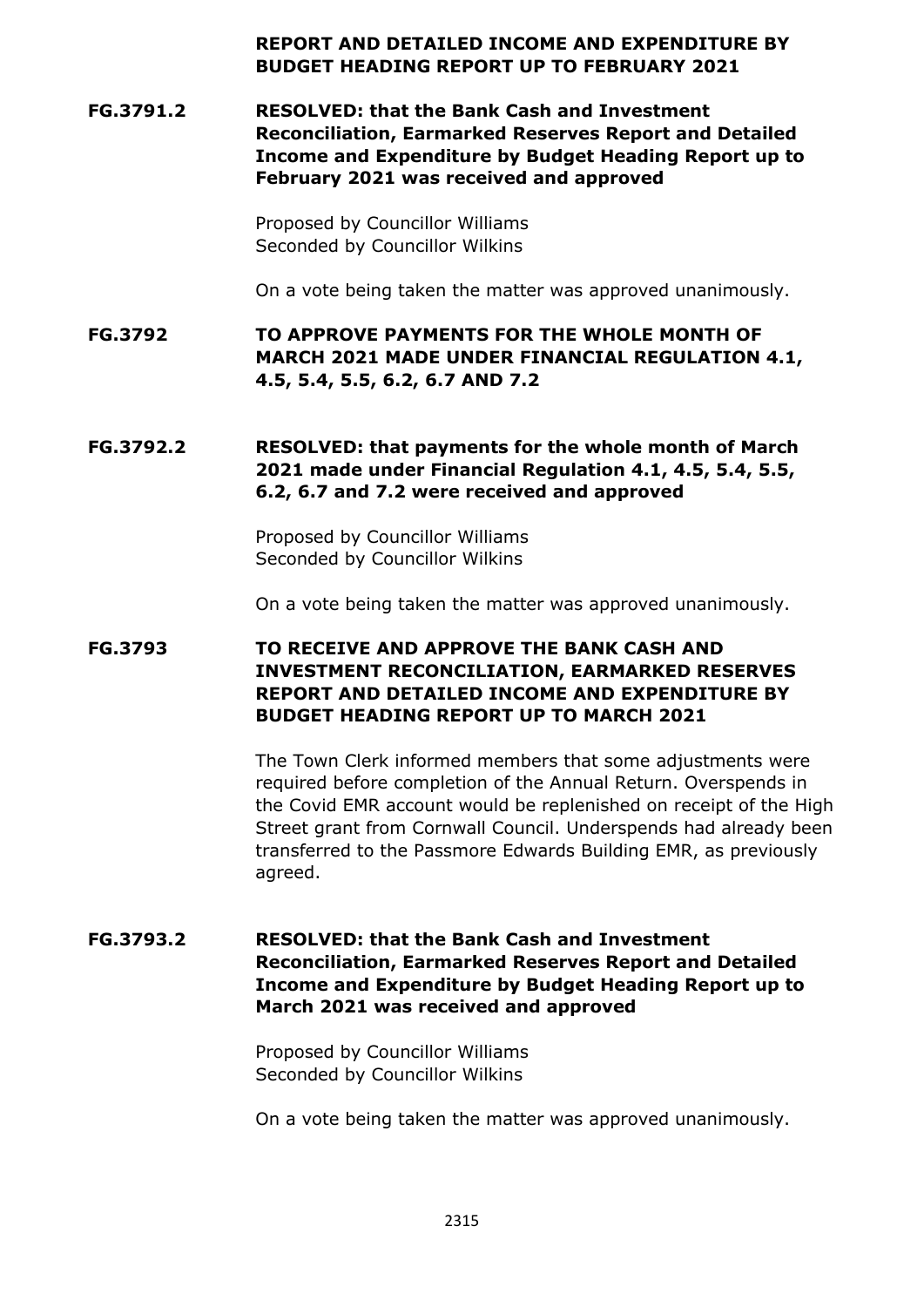**REPORT AND DETAILED INCOME AND EXPENDITURE BY BUDGET HEADING REPORT UP TO FEBRUARY 2021**

**FG.3791.2 RESOLVED: that the Bank Cash and Investment Reconciliation, Earmarked Reserves Report and Detailed Income and Expenditure by Budget Heading Report up to February 2021 was received and approved**

Proposed by Councillor Williams
Seconded by Councillor Wilkins

On a vote being taken the matter was approved unanimously.

**FG.3792 TO APPROVE PAYMENTS FOR THE WHOLE MONTH OF MARCH 2021 MADE UNDER FINANCIAL REGULATION 4.1, 4.5, 5.4, 5.5, 6.2, 6.7 AND 7.2**

**FG.3792.2 RESOLVED: that payments for the whole month of March 2021 made under Financial Regulation 4.1, 4.5, 5.4, 5.5, 6.2, 6.7 and 7.2 were received and approved**

Proposed by Councillor Williams
Seconded by Councillor Wilkins

On a vote being taken the matter was approved unanimously.

**FG.3793 TO RECEIVE AND APPROVE THE BANK CASH AND INVESTMENT RECONCILIATION, EARMARKED RESERVES REPORT AND DETAILED INCOME AND EXPENDITURE BY BUDGET HEADING REPORT UP TO MARCH 2021**

The Town Clerk informed members that some adjustments were required before completion of the Annual Return. Overspends in the Covid EMR account would be replenished on receipt of the High Street grant from Cornwall Council. Underspends had already been transferred to the Passmore Edwards Building EMR, as previously agreed.

**FG.3793.2 RESOLVED: that the Bank Cash and Investment Reconciliation, Earmarked Reserves Report and Detailed Income and Expenditure by Budget Heading Report up to March 2021 was received and approved**

Proposed by Councillor Williams
Seconded by Councillor Wilkins

On a vote being taken the matter was approved unanimously.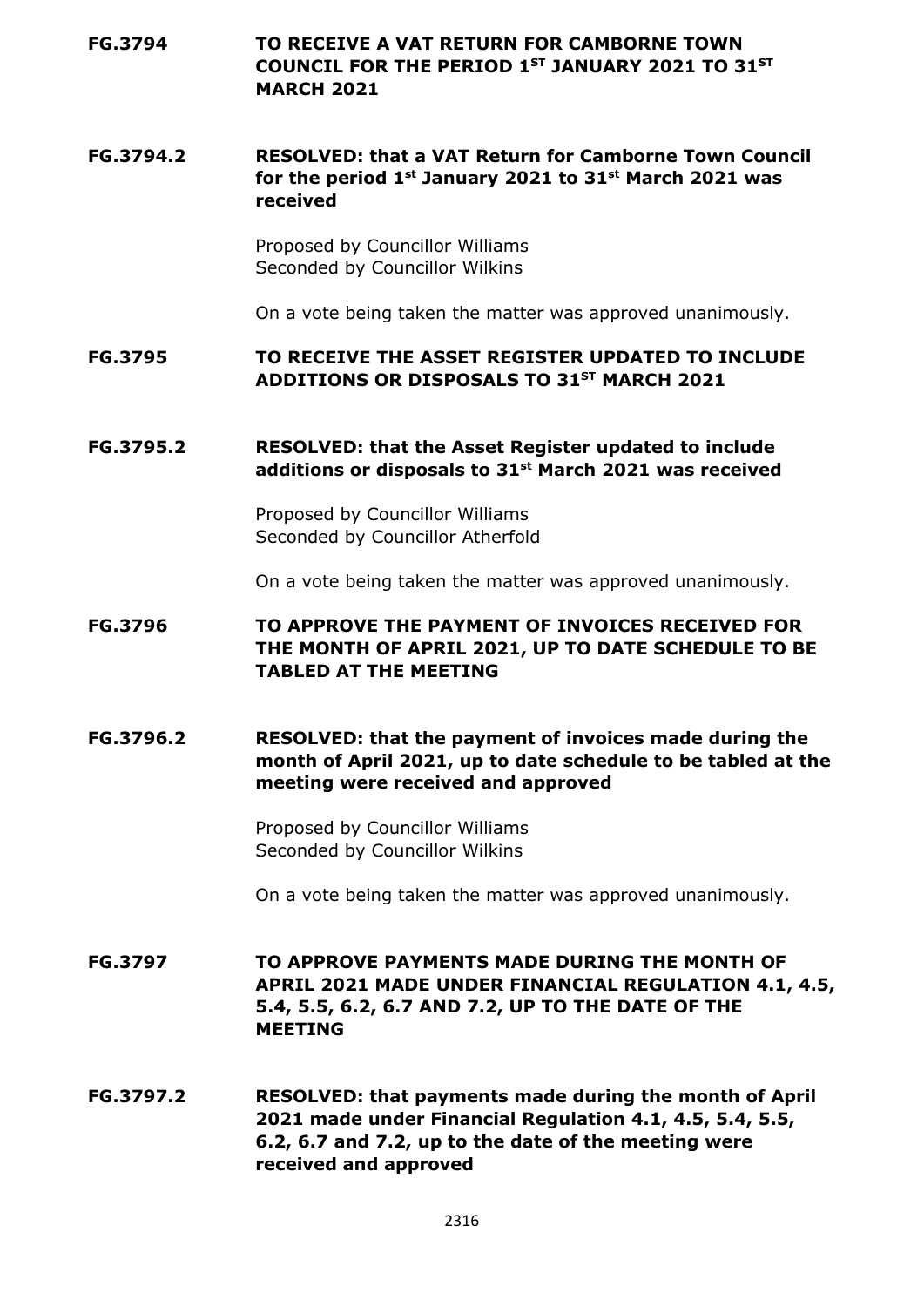**FG.3794 TO RECEIVE A VAT RETURN FOR CAMBORNE TOWN COUNCIL FOR THE PERIOD 1ST JANUARY 2021 TO 31ST MARCH 2021**

**FG.3794.2 RESOLVED: that a VAT Return for Camborne Town Council for the period 1st January 2021 to 31st March 2021 was received**

Proposed by Councillor Williams
Seconded by Councillor Wilkins

On a vote being taken the matter was approved unanimously.

**FG.3795 TO RECEIVE THE ASSET REGISTER UPDATED TO INCLUDE ADDITIONS OR DISPOSALS TO 31ST MARCH 2021**

**FG.3795.2 RESOLVED: that the Asset Register updated to include additions or disposals to 31st March 2021 was received**

Proposed by Councillor Williams
Seconded by Councillor Atherfold

On a vote being taken the matter was approved unanimously.

**FG.3796 TO APPROVE THE PAYMENT OF INVOICES RECEIVED FOR THE MONTH OF APRIL 2021, UP TO DATE SCHEDULE TO BE TABLED AT THE MEETING**

**FG.3796.2 RESOLVED: that the payment of invoices made during the month of April 2021, up to date schedule to be tabled at the meeting were received and approved**

Proposed by Councillor Williams
Seconded by Councillor Wilkins

On a vote being taken the matter was approved unanimously.

**FG.3797 TO APPROVE PAYMENTS MADE DURING THE MONTH OF APRIL 2021 MADE UNDER FINANCIAL REGULATION 4.1, 4.5, 5.4, 5.5, 6.2, 6.7 AND 7.2, UP TO THE DATE OF THE MEETING**

**FG.3797.2 RESOLVED: that payments made during the month of April 2021 made under Financial Regulation 4.1, 4.5, 5.4, 5.5, 6.2, 6.7 and 7.2, up to the date of the meeting were received and approved**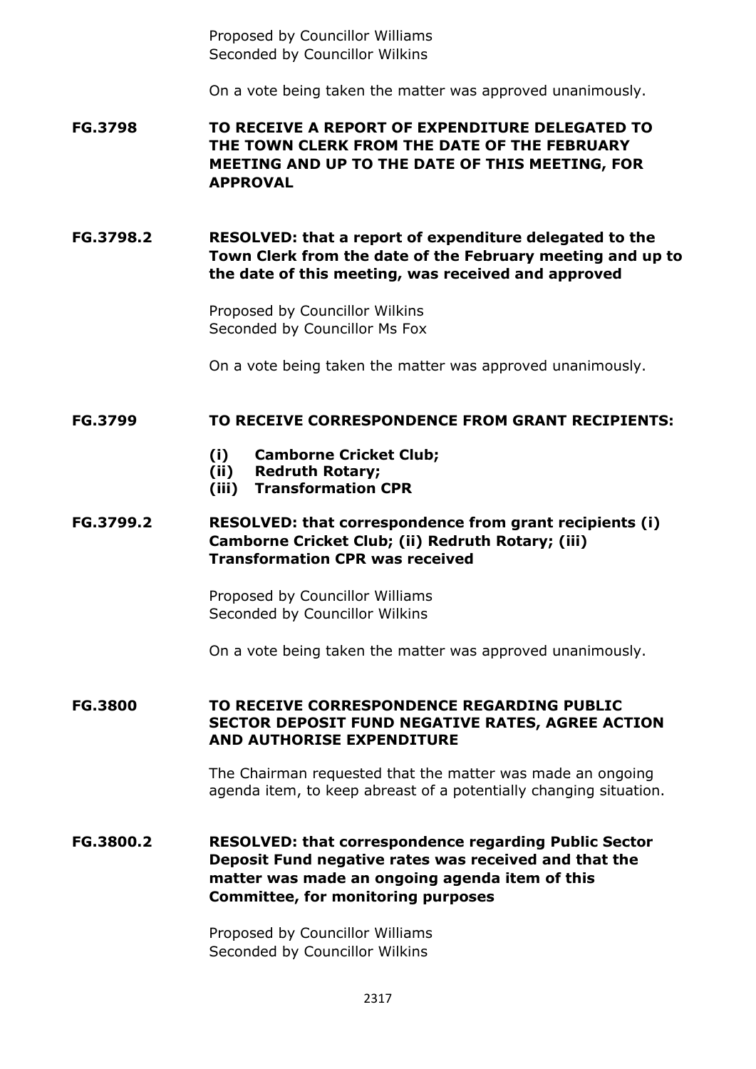Proposed by Councillor Williams
Seconded by Councillor Wilkins

On a vote being taken the matter was approved unanimously.

**FG.3798 TO RECEIVE A REPORT OF EXPENDITURE DELEGATED TO THE TOWN CLERK FROM THE DATE OF THE FEBRUARY MEETING AND UP TO THE DATE OF THIS MEETING, FOR APPROVAL**

**FG.3798.2 RESOLVED: that a report of expenditure delegated to the Town Clerk from the date of the February meeting and up to the date of this meeting, was received and approved**

Proposed by Councillor Wilkins
Seconded by Councillor Ms Fox

On a vote being taken the matter was approved unanimously.

**FG.3799 TO RECEIVE CORRESPONDENCE FROM GRANT RECIPIENTS:**

- **(i) Camborne Cricket Club;**
- **(ii) Redruth Rotary;**
- **(iii) Transformation CPR**

**FG.3799.2 RESOLVED: that correspondence from grant recipients (i) Camborne Cricket Club; (ii) Redruth Rotary; (iii) Transformation CPR was received**

Proposed by Councillor Williams
Seconded by Councillor Wilkins

On a vote being taken the matter was approved unanimously.

**FG.3800 TO RECEIVE CORRESPONDENCE REGARDING PUBLIC SECTOR DEPOSIT FUND NEGATIVE RATES, AGREE ACTION AND AUTHORISE EXPENDITURE**

The Chairman requested that the matter was made an ongoing agenda item, to keep abreast of a potentially changing situation.

**FG.3800.2 RESOLVED: that correspondence regarding Public Sector Deposit Fund negative rates was received and that the matter was made an ongoing agenda item of this Committee, for monitoring purposes**

Proposed by Councillor Williams
Seconded by Councillor Wilkins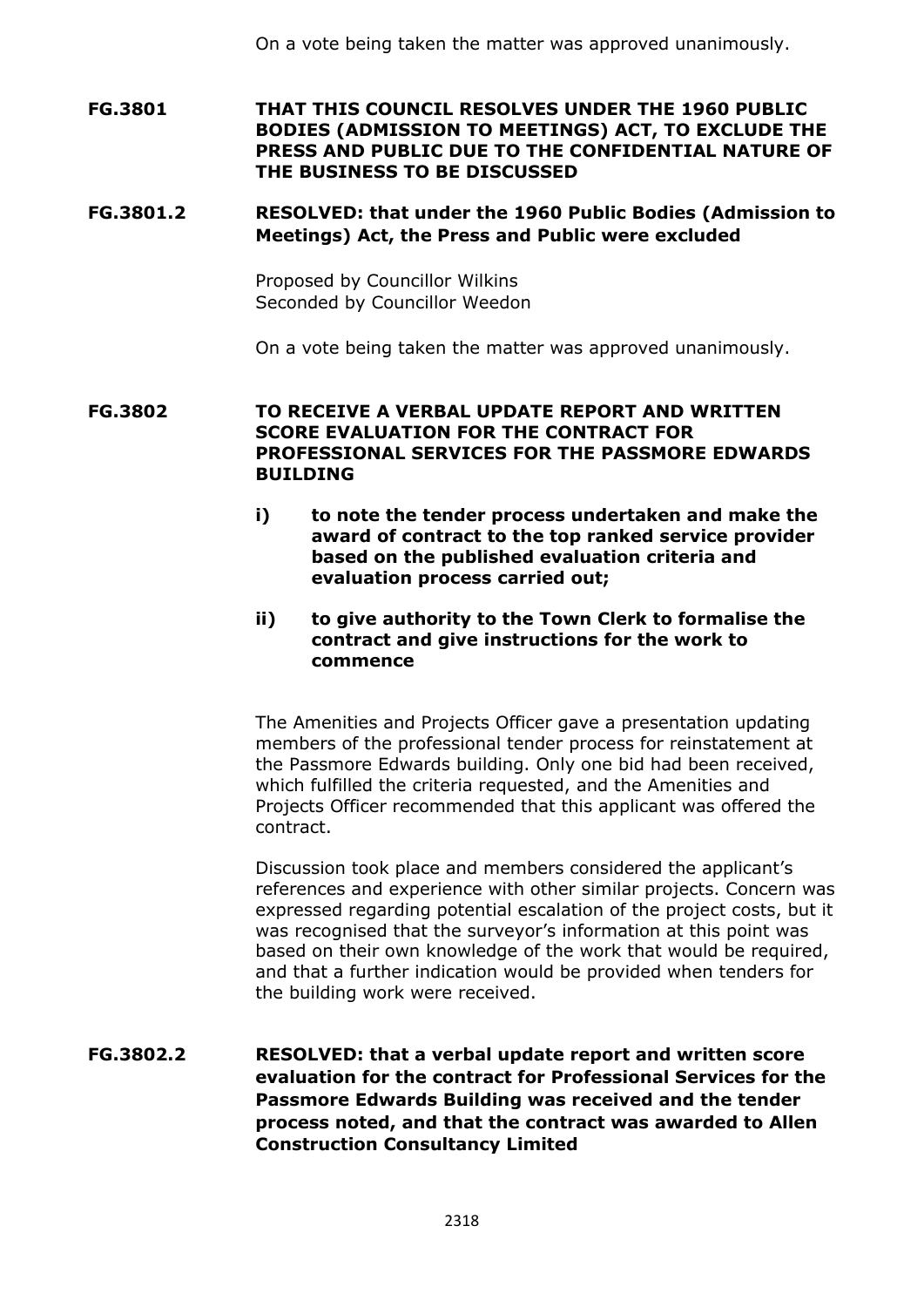On a vote being taken the matter was approved unanimously.

**FG.3801 THAT THIS COUNCIL RESOLVES UNDER THE 1960 PUBLIC BODIES (ADMISSION TO MEETINGS) ACT, TO EXCLUDE THE PRESS AND PUBLIC DUE TO THE CONFIDENTIAL NATURE OF THE BUSINESS TO BE DISCUSSED**

**FG.3801.2 RESOLVED: that under the 1960 Public Bodies (Admission to Meetings) Act, the Press and Public were excluded**

Proposed by Councillor Wilkins
Seconded by Councillor Weedon

On a vote being taken the matter was approved unanimously.

**FG.3802 TO RECEIVE A VERBAL UPDATE REPORT AND WRITTEN SCORE EVALUATION FOR THE CONTRACT FOR PROFESSIONAL SERVICES FOR THE PASSMORE EDWARDS BUILDING**

**i) to note the tender process undertaken and make the award of contract to the top ranked service provider based on the published evaluation criteria and evaluation process carried out;**

**ii) to give authority to the Town Clerk to formalise the contract and give instructions for the work to commence**

The Amenities and Projects Officer gave a presentation updating members of the professional tender process for reinstatement at the Passmore Edwards building. Only one bid had been received, which fulfilled the criteria requested, and the Amenities and Projects Officer recommended that this applicant was offered the contract.

Discussion took place and members considered the applicant's references and experience with other similar projects. Concern was expressed regarding potential escalation of the project costs, but it was recognised that the surveyor's information at this point was based on their own knowledge of the work that would be required, and that a further indication would be provided when tenders for the building work were received.

**FG.3802.2 RESOLVED: that a verbal update report and written score evaluation for the contract for Professional Services for the Passmore Edwards Building was received and the tender process noted, and that the contract was awarded to Allen Construction Consultancy Limited**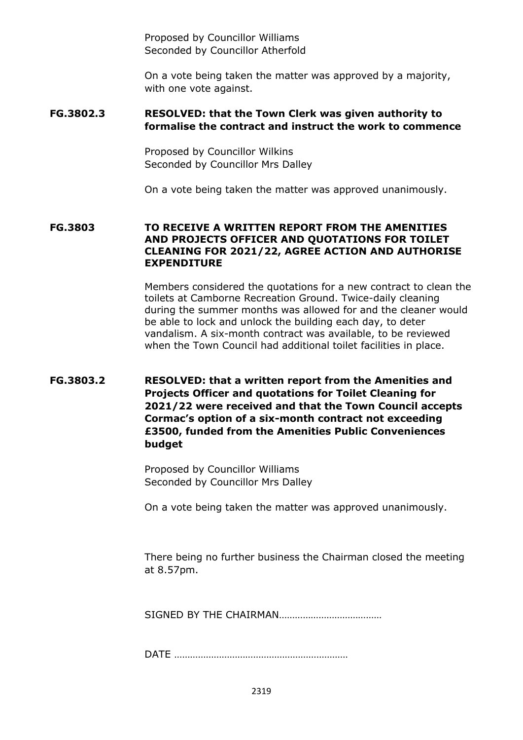Proposed by Councillor Williams
Seconded by Councillor Atherfold

On a vote being taken the matter was approved by a majority, with one vote against.

**FG.3802.3 RESOLVED: that the Town Clerk was given authority to formalise the contract and instruct the work to commence**

Proposed by Councillor Wilkins
Seconded by Councillor Mrs Dalley

On a vote being taken the matter was approved unanimously.

**FG.3803 TO RECEIVE A WRITTEN REPORT FROM THE AMENITIES AND PROJECTS OFFICER AND QUOTATIONS FOR TOILET CLEANING FOR 2021/22, AGREE ACTION AND AUTHORISE EXPENDITURE**

Members considered the quotations for a new contract to clean the toilets at Camborne Recreation Ground. Twice-daily cleaning during the summer months was allowed for and the cleaner would be able to lock and unlock the building each day, to deter vandalism. A six-month contract was available, to be reviewed when the Town Council had additional toilet facilities in place.

**FG.3803.2 RESOLVED: that a written report from the Amenities and Projects Officer and quotations for Toilet Cleaning for 2021/22 were received and that the Town Council accepts Cormac's option of a six-month contract not exceeding £3500, funded from the Amenities Public Conveniences budget**

Proposed by Councillor Williams
Seconded by Councillor Mrs Dalley

On a vote being taken the matter was approved unanimously.

There being no further business the Chairman closed the meeting at 8.57pm.

SIGNED BY THE CHAIRMAN…………………………………

DATE …………………………………………………………